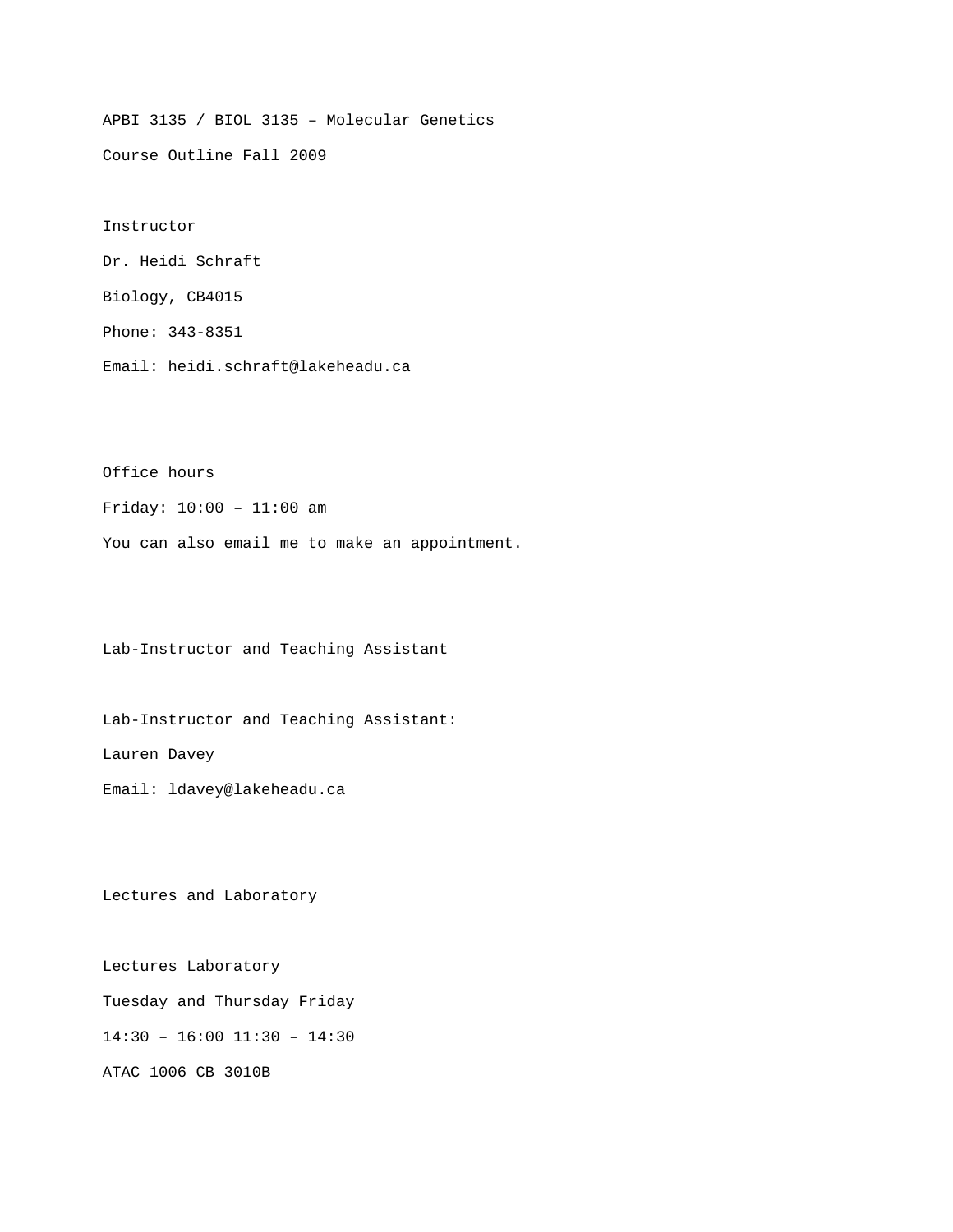# APBI 3135 / BIOL 3135 – Molecular Genetics

Course Outline Fall 2009

## Instructor

Dr. Heidi Schraft

Biology, CB4015

Phone: 343-8351

Email: heidi.schraft@lakeheadu.ca

## Office hours

Friday: 10:00 – 11:00 am

You can also email me to make an appointment.

## Lab-Instructor and Teaching Assistant

Lab-Instructor and Teaching Assistant:

Lauren Davey

Email: ldavey@lakeheadu.ca

## Lectures and Laboratory

| Lectures | Laboratory |
|---|---|
| Tuesday and Thursday | Friday |
| 14:30 – 16:00 | 11:30 – 14:30 |
| ATAC 1006 | CB 3010B |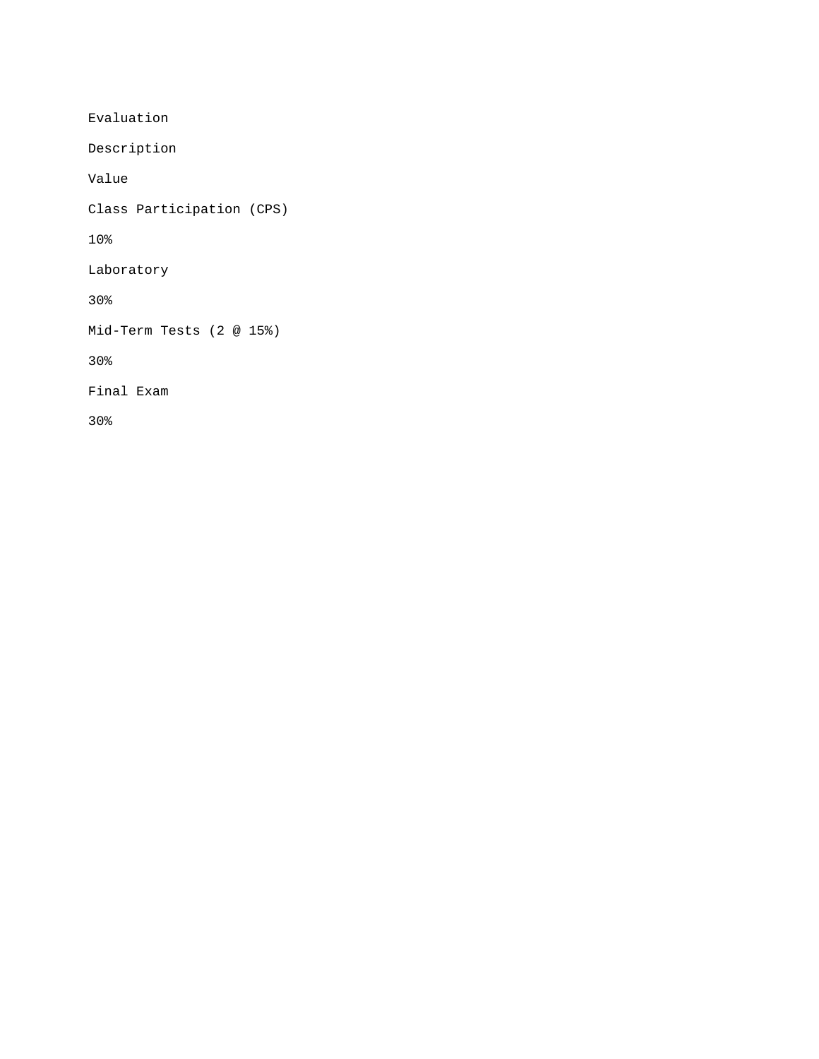| Evaluation Description | Value |
| --- | --- |
| Class Participation (CPS) | 10% |
| Laboratory | 30% |
| Mid-Term Tests (2 @ 15%) | 30% |
| Final Exam | 30% |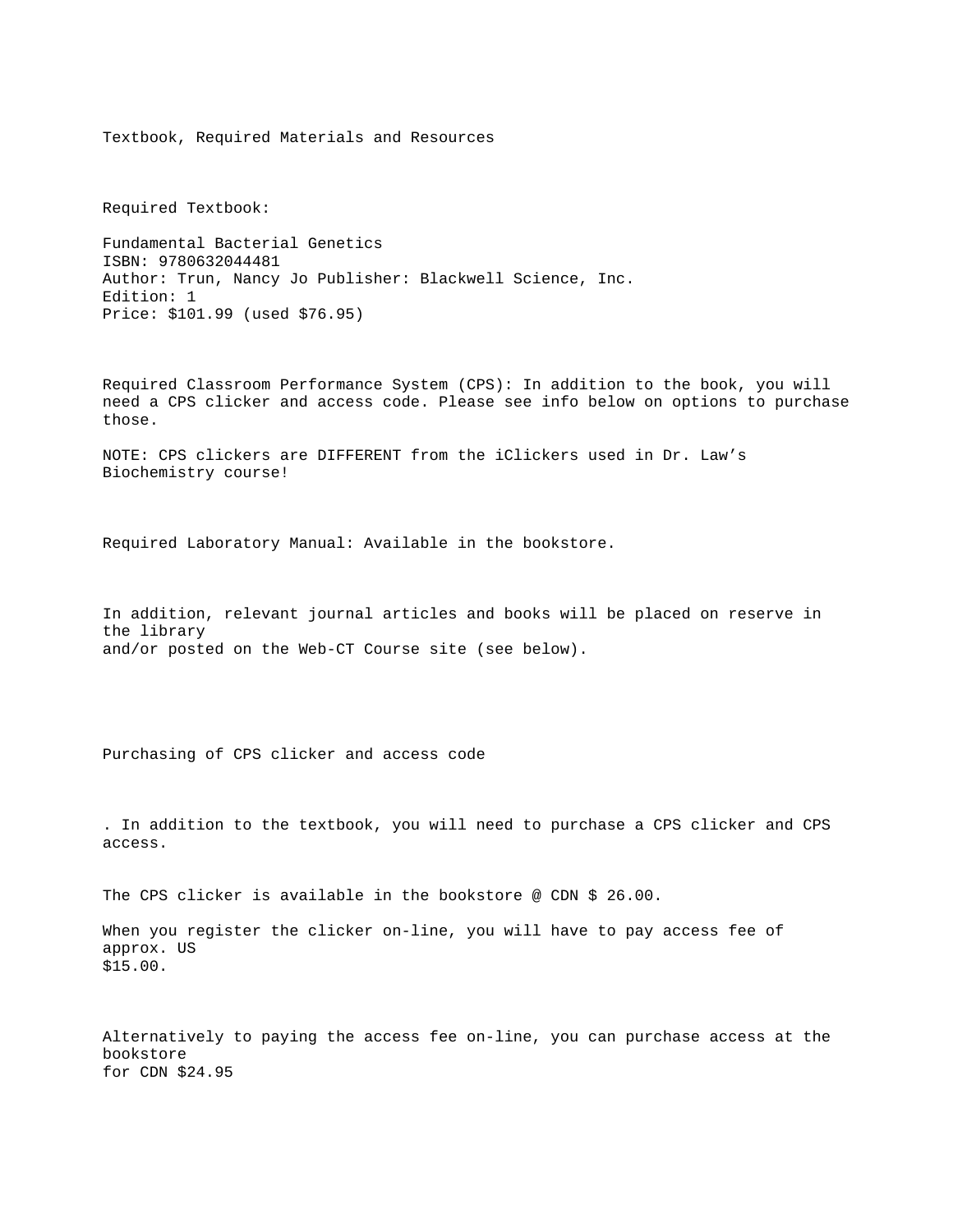## Textbook, Required Materials and Resources

### Required Textbook:

Fundamental Bacterial Genetics
ISBN: 9780632044481
Author: Trun, Nancy Jo Publisher: Blackwell Science, Inc.
Edition: 1
Price: $101.99 (used $76.95)

Required Classroom Performance System (CPS): In addition to the book, you will need a CPS clicker and access code. Please see info below on options to purchase those.

NOTE: CPS clickers are DIFFERENT from the iClickers used in Dr. Law's Biochemistry course!

Required Laboratory Manual: Available in the bookstore.

In addition, relevant journal articles and books will be placed on reserve in the library and/or posted on the Web-CT Course site (see below).

### Purchasing of CPS clicker and access code

. In addition to the textbook, you will need to purchase a CPS clicker and CPS access.

The CPS clicker is available in the bookstore @ CDN $ 26.00.

When you register the clicker on-line, you will have to pay access fee of approx. US $15.00.

Alternatively to paying the access fee on-line, you can purchase access at the bookstore for CDN $24.95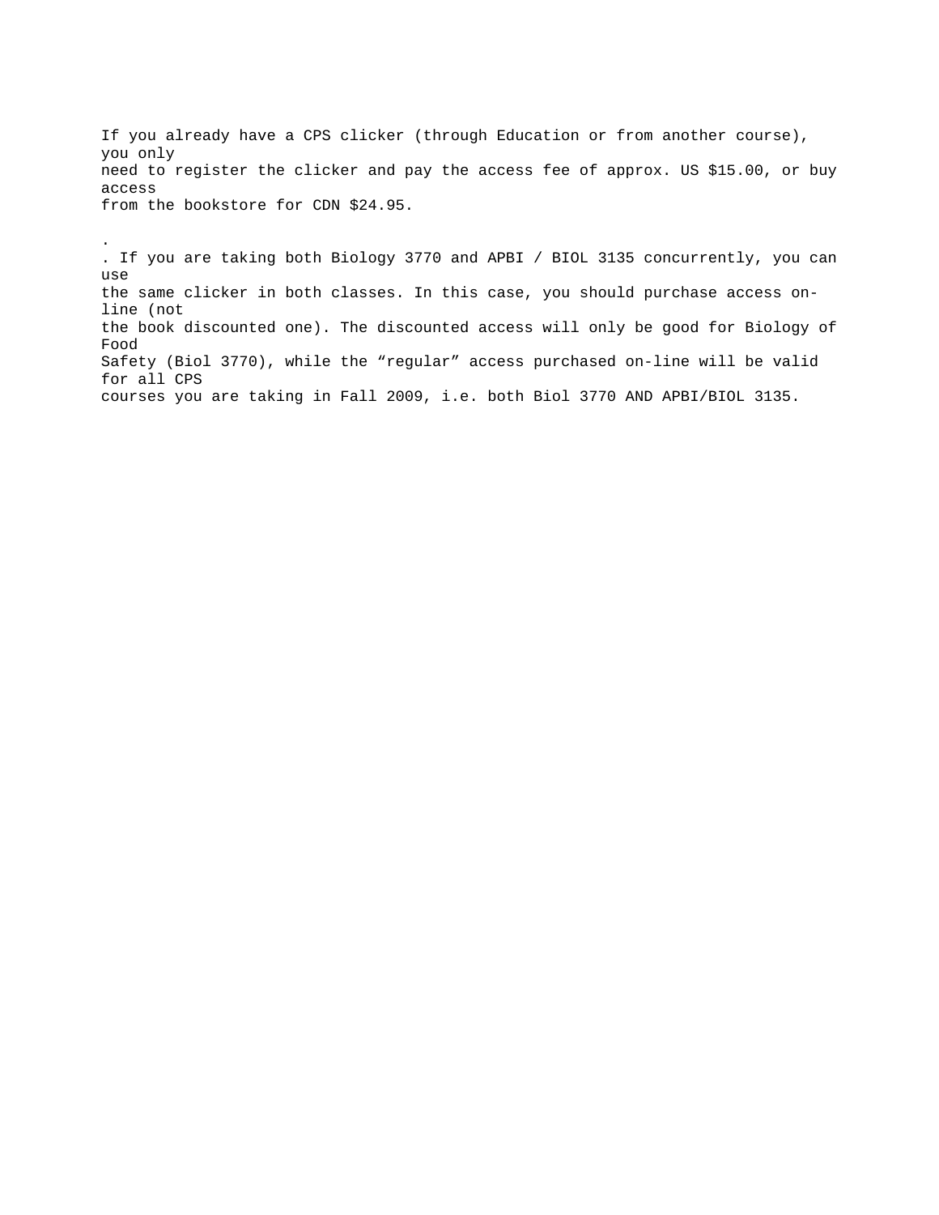If you already have a CPS clicker (through Education or from another course), you only need to register the clicker and pay the access fee of approx. US $15.00, or buy access from the bookstore for CDN $24.95.

.

. If you are taking both Biology 3770 and APBI / BIOL 3135 concurrently, you can use the same clicker in both classes. In this case, you should purchase access on-line (not the book discounted one). The discounted access will only be good for Biology of Food Safety (Biol 3770), while the "regular" access purchased on-line will be valid for all CPS courses you are taking in Fall 2009, i.e. both Biol 3770 AND APBI/BIOL 3135.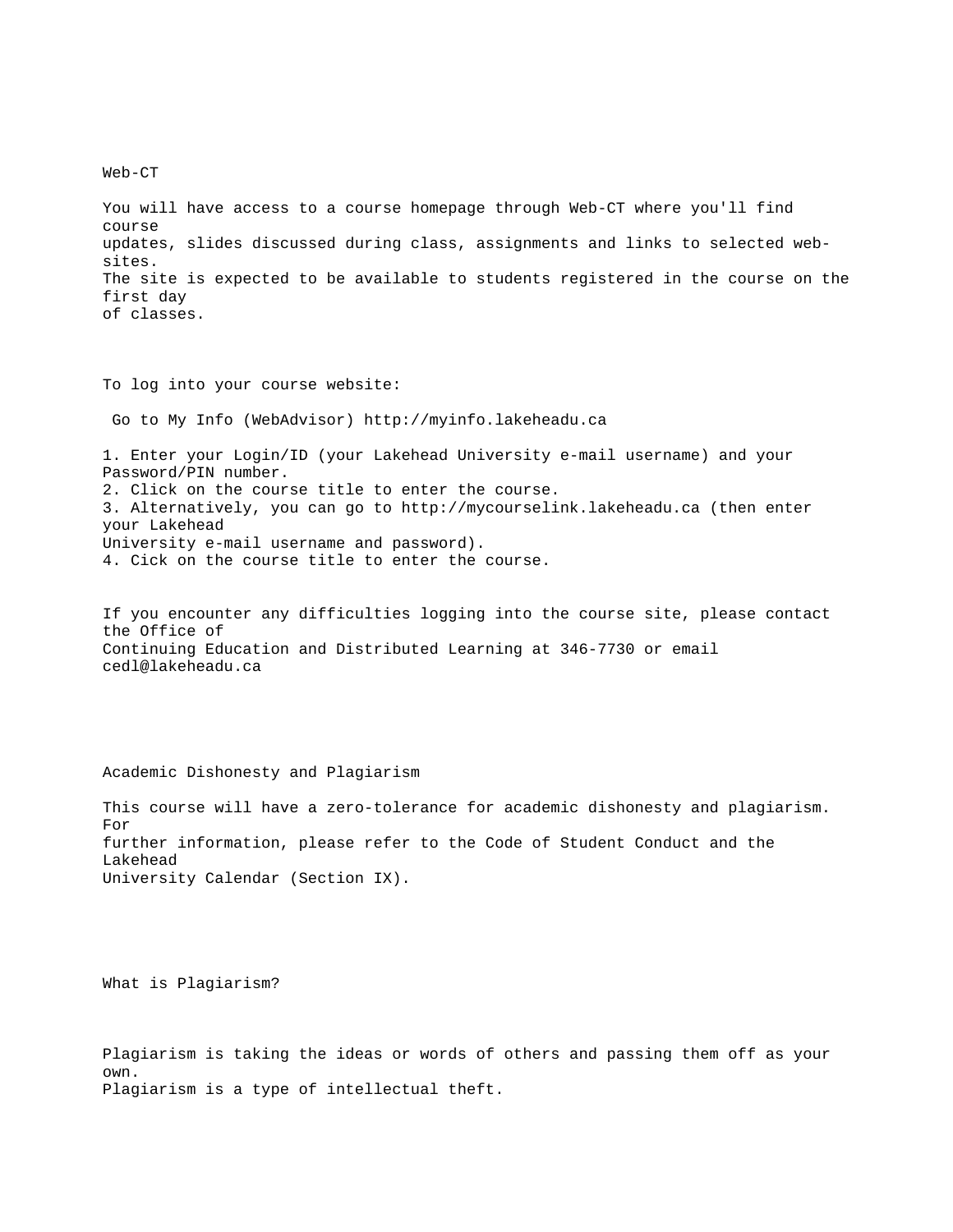## Web-CT

You will have access to a course homepage through Web-CT where you'll find course updates, slides discussed during class, assignments and links to selected web-sites. The site is expected to be available to students registered in the course on the first day of classes.

To log into your course website:

Go to My Info (WebAdvisor) http://myinfo.lakeheadu.ca

1. Enter your Login/ID (your Lakehead University e-mail username) and your Password/PIN number.
2. Click on the course title to enter the course.
3. Alternatively, you can go to http://mycourselink.lakeheadu.ca (then enter your Lakehead University e-mail username and password).
4. Cick on the course title to enter the course.

If you encounter any difficulties logging into the course site, please contact the Office of Continuing Education and Distributed Learning at 346-7730 or email cedl@lakeheadu.ca

## Academic Dishonesty and Plagiarism

This course will have a zero-tolerance for academic dishonesty and plagiarism. For further information, please refer to the Code of Student Conduct and the Lakehead University Calendar (Section IX).

## What is Plagiarism?

Plagiarism is taking the ideas or words of others and passing them off as your own. Plagiarism is a type of intellectual theft.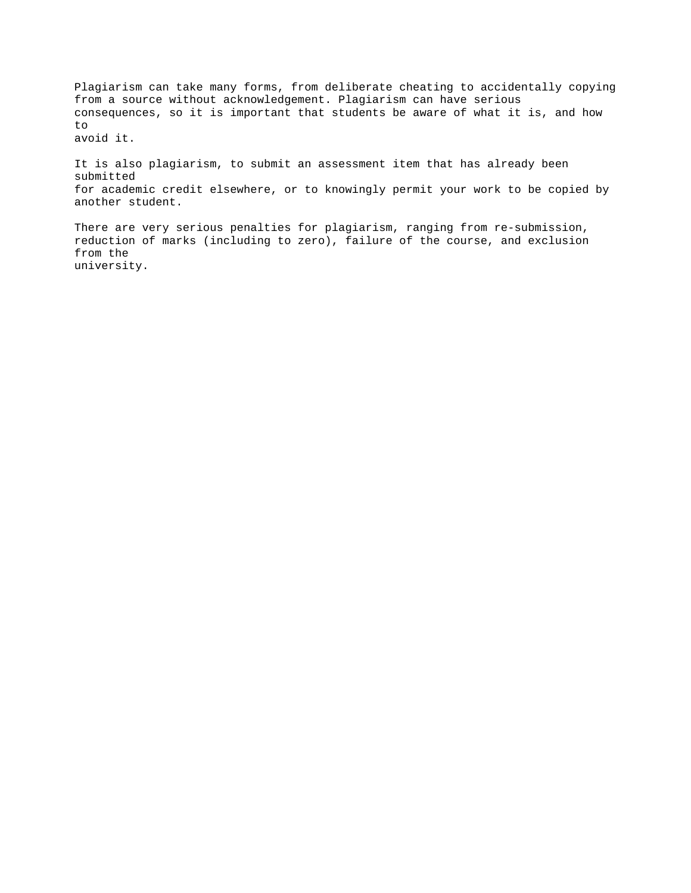Plagiarism can take many forms, from deliberate cheating to accidentally copying from a source without acknowledgement. Plagiarism can have serious consequences, so it is important that students be aware of what it is, and how to avoid it.

It is also plagiarism, to submit an assessment item that has already been submitted for academic credit elsewhere, or to knowingly permit your work to be copied by another student.

There are very serious penalties for plagiarism, ranging from re-submission, reduction of marks (including to zero), failure of the course, and exclusion from the university.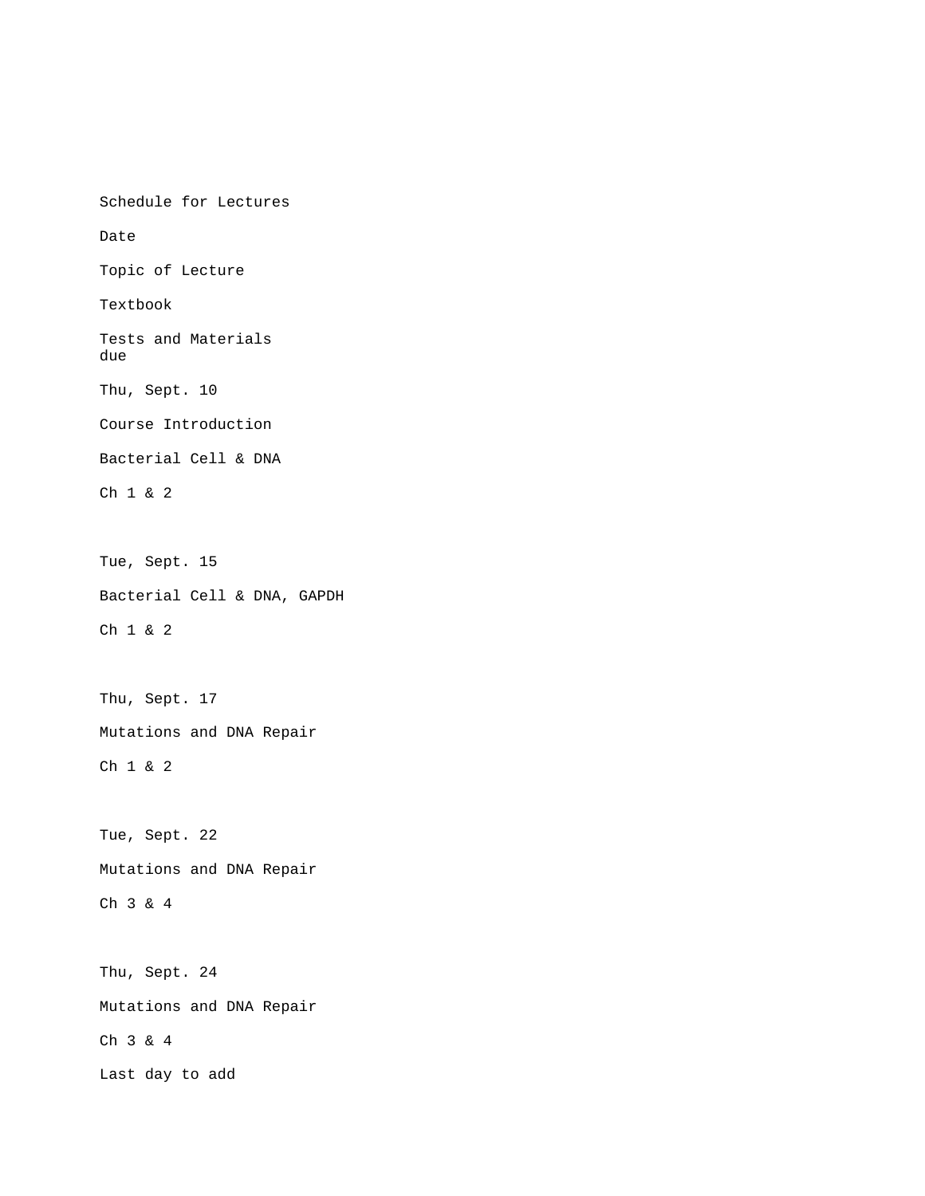Schedule for Lectures

| Date | Topic of Lecture | Textbook | Tests and Materials due |
| --- | --- | --- | --- |
| Thu, Sept. 10 | Course Introduction<br>Bacterial Cell & DNA | Ch 1 & 2 | |
| Tue, Sept. 15 | Bacterial Cell & DNA, GAPDH | Ch 1 & 2 | |
| Thu, Sept. 17 | Mutations and DNA Repair | Ch 1 & 2 | |
| Tue, Sept. 22 | Mutations and DNA Repair | Ch 3 & 4 | |
| Thu, Sept. 24 | Mutations and DNA Repair | Ch 3 & 4 | Last day to add |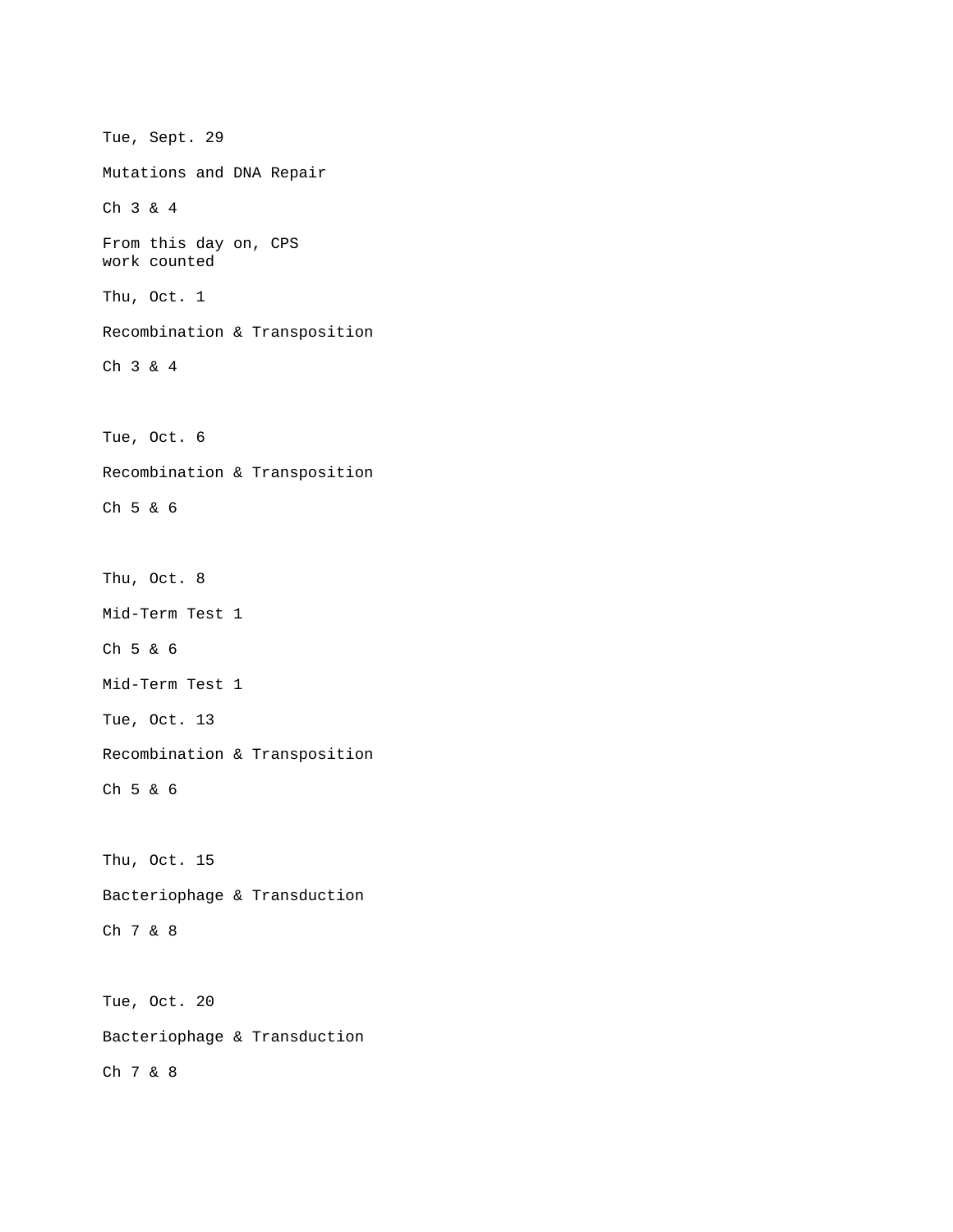Tue, Sept. 29

Mutations and DNA Repair

Ch 3 & 4

From this day on, CPS
work counted

Thu, Oct. 1

Recombination & Transposition

Ch 3 & 4

Tue, Oct. 6

Recombination & Transposition

Ch 5 & 6

Thu, Oct. 8

Mid-Term Test 1

Ch 5 & 6

Mid-Term Test 1

Tue, Oct. 13

Recombination & Transposition

Ch 5 & 6

Thu, Oct. 15

Bacteriophage & Transduction

Ch 7 & 8

Tue, Oct. 20

Bacteriophage & Transduction

Ch 7 & 8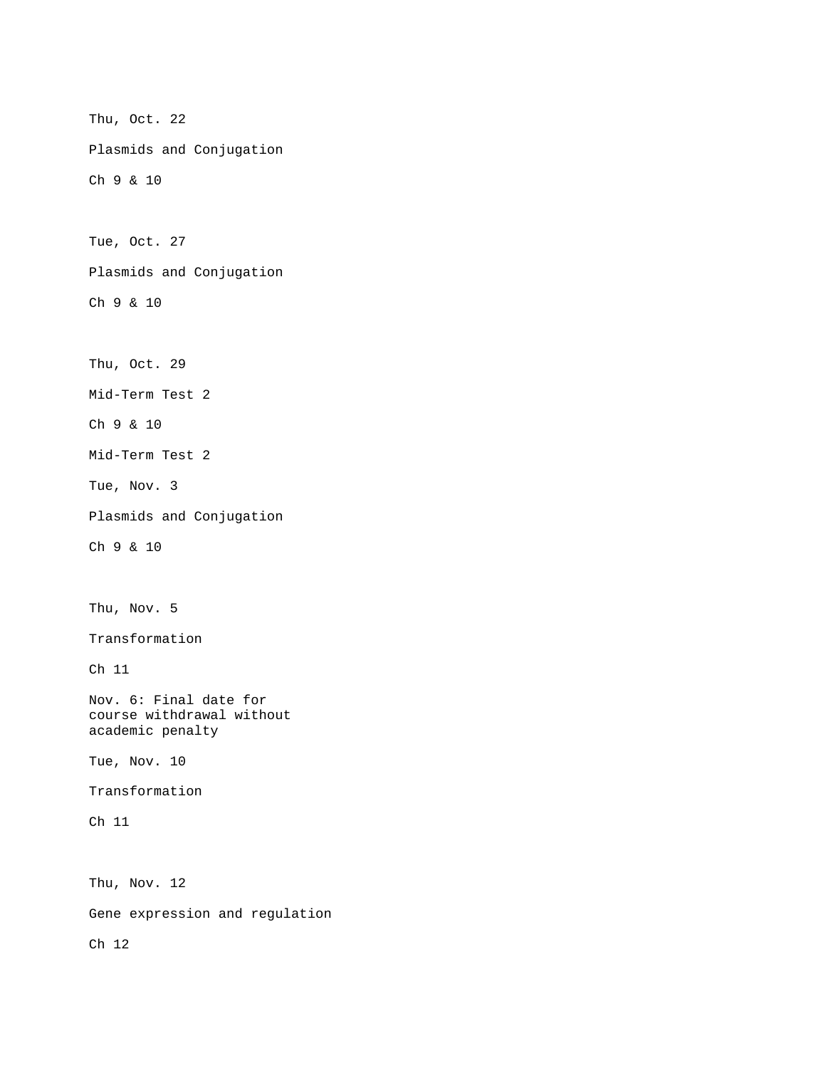Thu, Oct. 22

Plasmids and Conjugation

Ch 9 & 10

Tue, Oct. 27

Plasmids and Conjugation

Ch 9 & 10

Thu, Oct. 29

Mid-Term Test 2

Ch 9 & 10

Mid-Term Test 2

Tue, Nov. 3

Plasmids and Conjugation

Ch 9 & 10

Thu, Nov. 5

Transformation

Ch 11

Nov. 6: Final date for course withdrawal without academic penalty

Tue, Nov. 10

Transformation

Ch 11

Thu, Nov. 12

Gene expression and regulation

Ch 12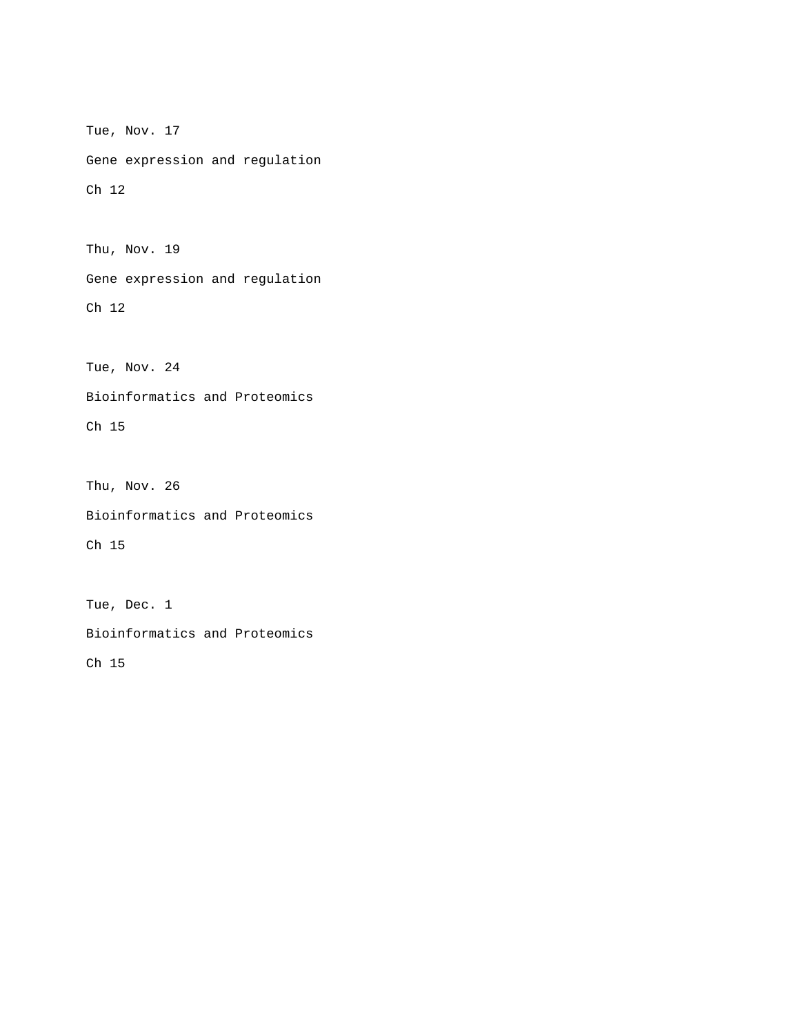Tue, Nov. 17

Gene expression and regulation

Ch 12

Thu, Nov. 19

Gene expression and regulation

Ch 12

Tue, Nov. 24

Bioinformatics and Proteomics

Ch 15

Thu, Nov. 26

Bioinformatics and Proteomics

Ch 15

Tue, Dec. 1

Bioinformatics and Proteomics

Ch 15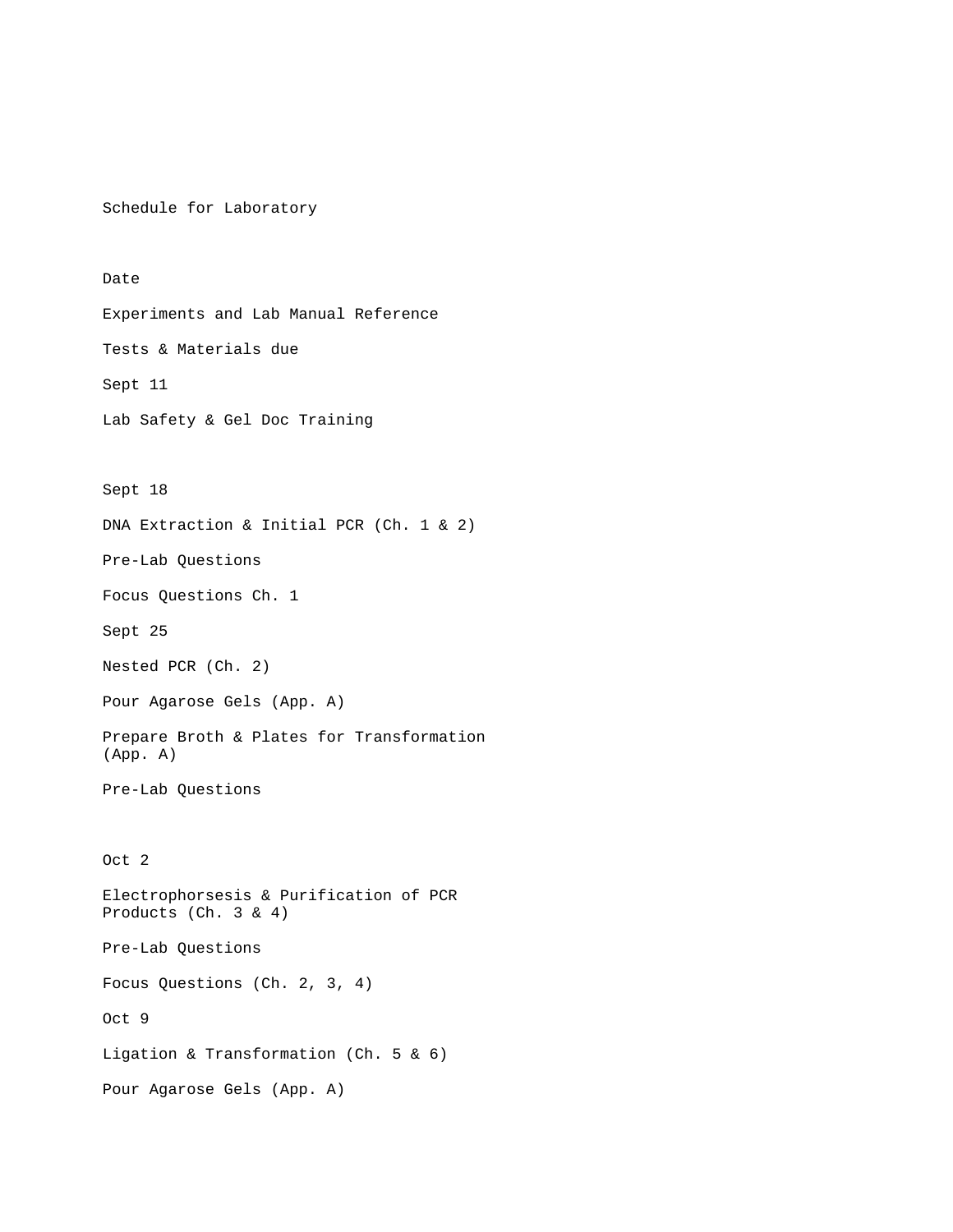Schedule for Laboratory

| Date | Experiments and Lab Manual Reference | Tests & Materials due |
| --- | --- | --- |
| Sept 11 | Lab Safety & Gel Doc Training | |
| Sept 18 | DNA Extraction & Initial PCR (Ch. 1 & 2) | Pre-Lab Questions<br>Focus Questions Ch. 1 |
| Sept 25 | Nested PCR (Ch. 2)<br>Pour Agarose Gels (App. A)<br>Prepare Broth & Plates for Transformation (App. A) | Pre-Lab Questions |
| Oct 2 | Electrophorsesis & Purification of PCR Products (Ch. 3 & 4) | Pre-Lab Questions<br>Focus Questions (Ch. 2, 3, 4) |
| Oct 9 | Ligation & Transformation (Ch. 5 & 6)<br>Pour Agarose Gels (App. A) | |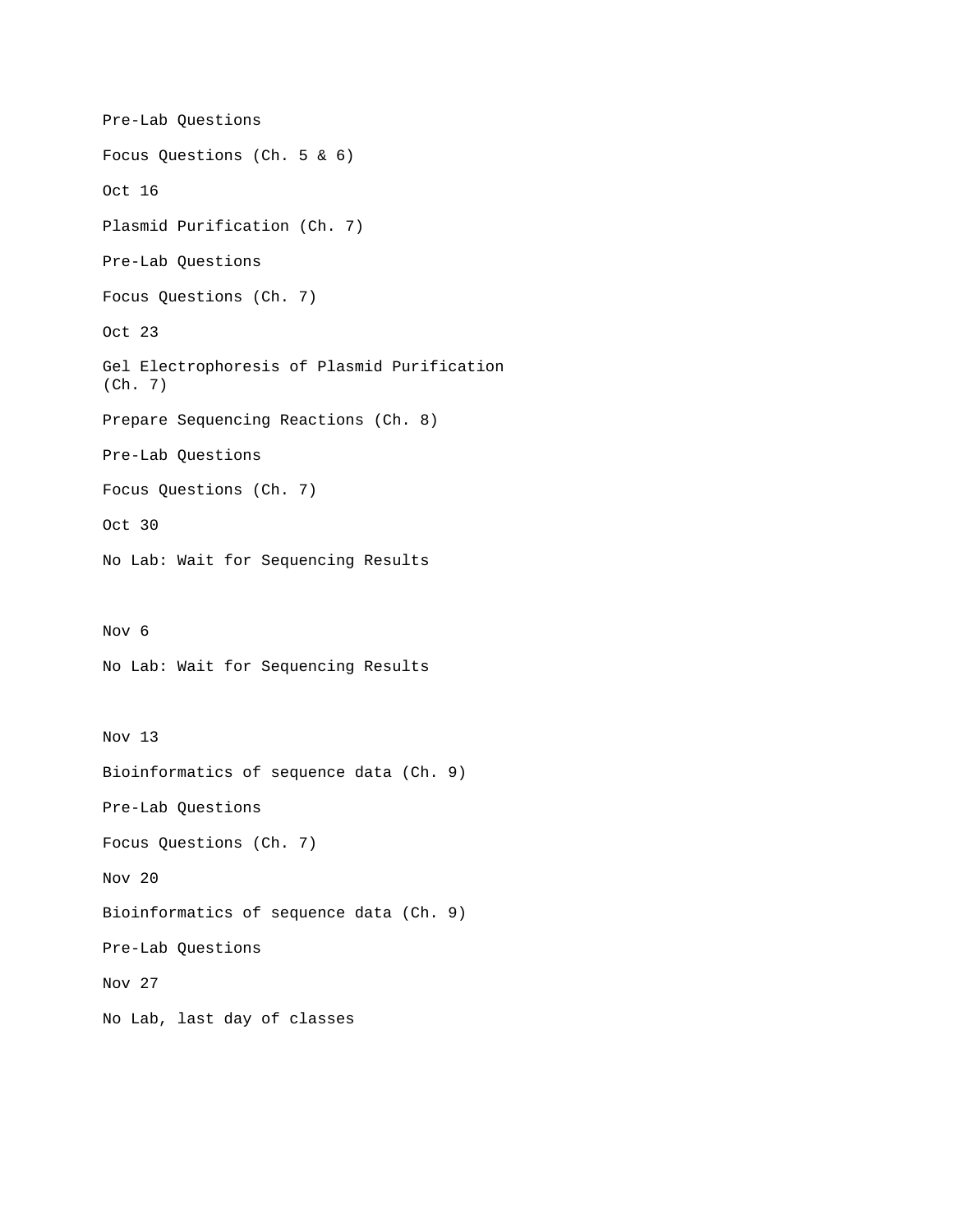Pre-Lab Questions

Focus Questions (Ch. 5 & 6)

Oct 16

Plasmid Purification (Ch. 7)

Pre-Lab Questions

Focus Questions (Ch. 7)

Oct 23

Gel Electrophoresis of Plasmid Purification (Ch. 7)

Prepare Sequencing Reactions (Ch. 8)

Pre-Lab Questions

Focus Questions (Ch. 7)

Oct 30

No Lab: Wait for Sequencing Results

Nov 6

No Lab: Wait for Sequencing Results

Nov 13

Bioinformatics of sequence data (Ch. 9)

Pre-Lab Questions

Focus Questions (Ch. 7)

Nov 20

Bioinformatics of sequence data (Ch. 9)

Pre-Lab Questions

Nov 27

No Lab, last day of classes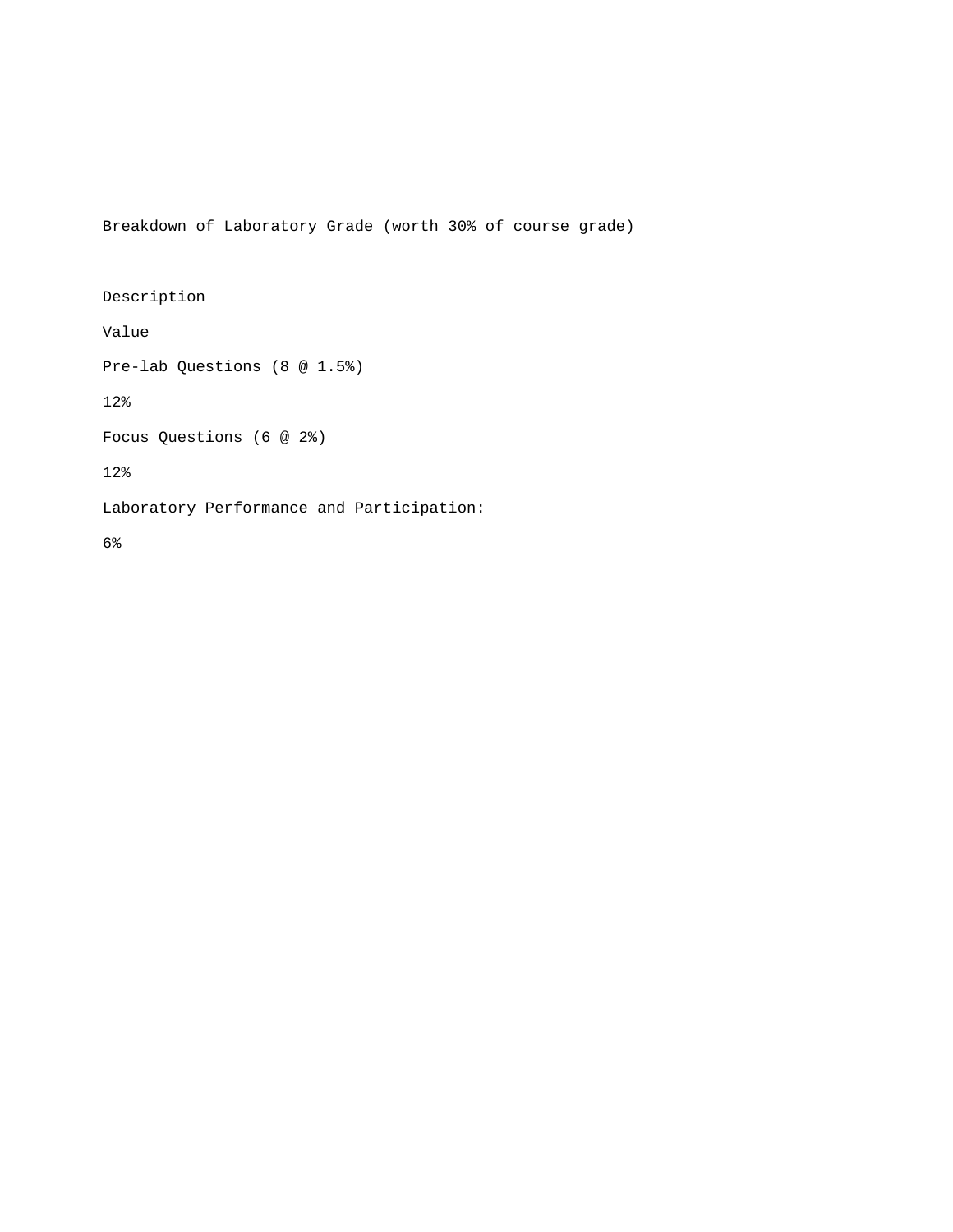Breakdown of Laboratory Grade (worth 30% of course grade)

| Description | Value |
| --- | --- |
| Pre-lab Questions (8 @ 1.5%) | 12% |
| Focus Questions (6 @ 2%) | 12% |
| Laboratory Performance and Participation: | 6% |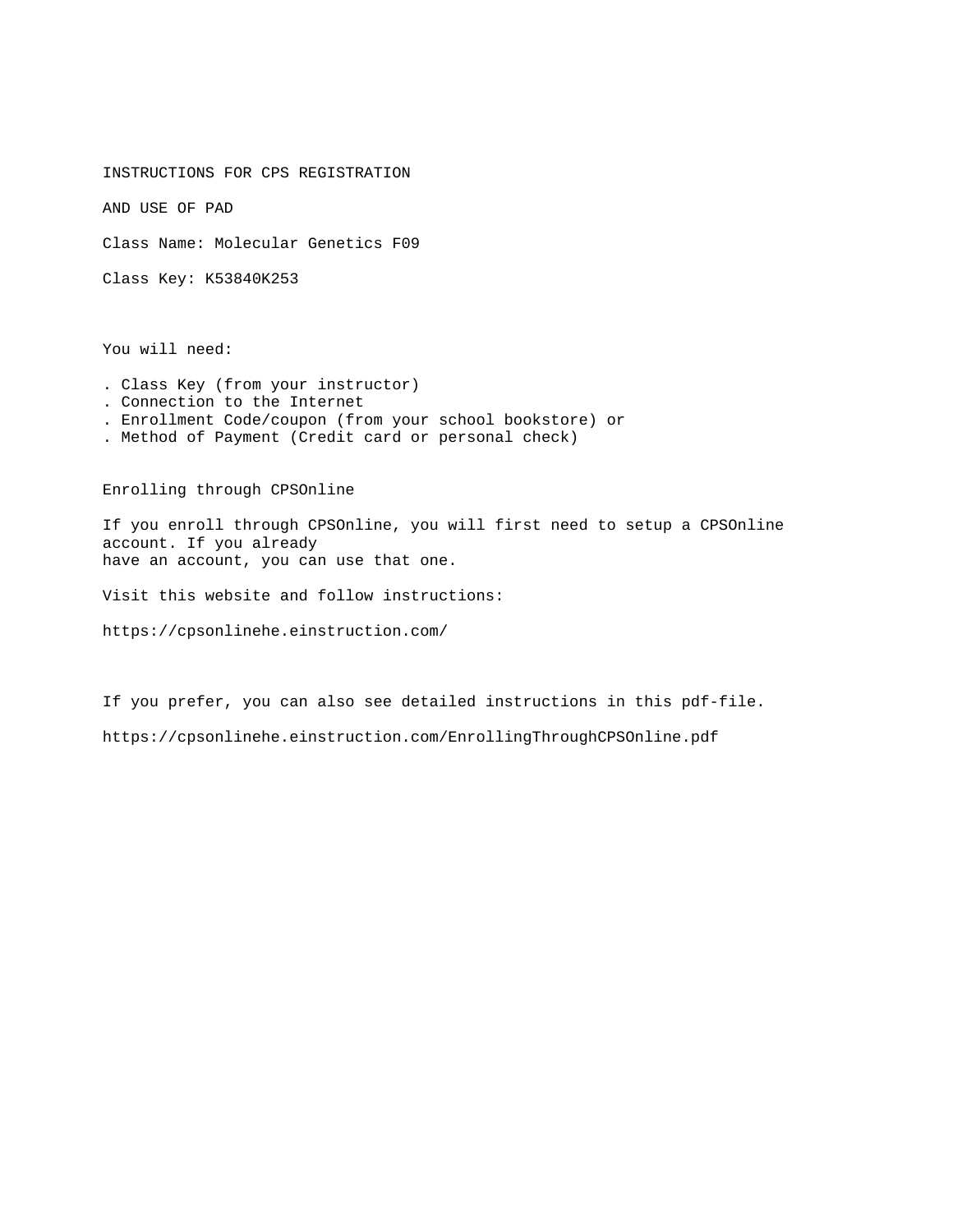INSTRUCTIONS FOR CPS REGISTRATION

AND USE OF PAD

Class Name: Molecular Genetics F09

Class Key: K53840K253

You will need:

. Class Key (from your instructor)
. Connection to the Internet
. Enrollment Code/coupon (from your school bookstore) or
. Method of Payment (Credit card or personal check)

Enrolling through CPSOnline

If you enroll through CPSOnline, you will first need to setup a CPSOnline account. If you already have an account, you can use that one.

Visit this website and follow instructions:

https://cpsonlinehe.einstruction.com/

If you prefer, you can also see detailed instructions in this pdf-file.

https://cpsonlinehe.einstruction.com/EnrollingThroughCPSOnline.pdf